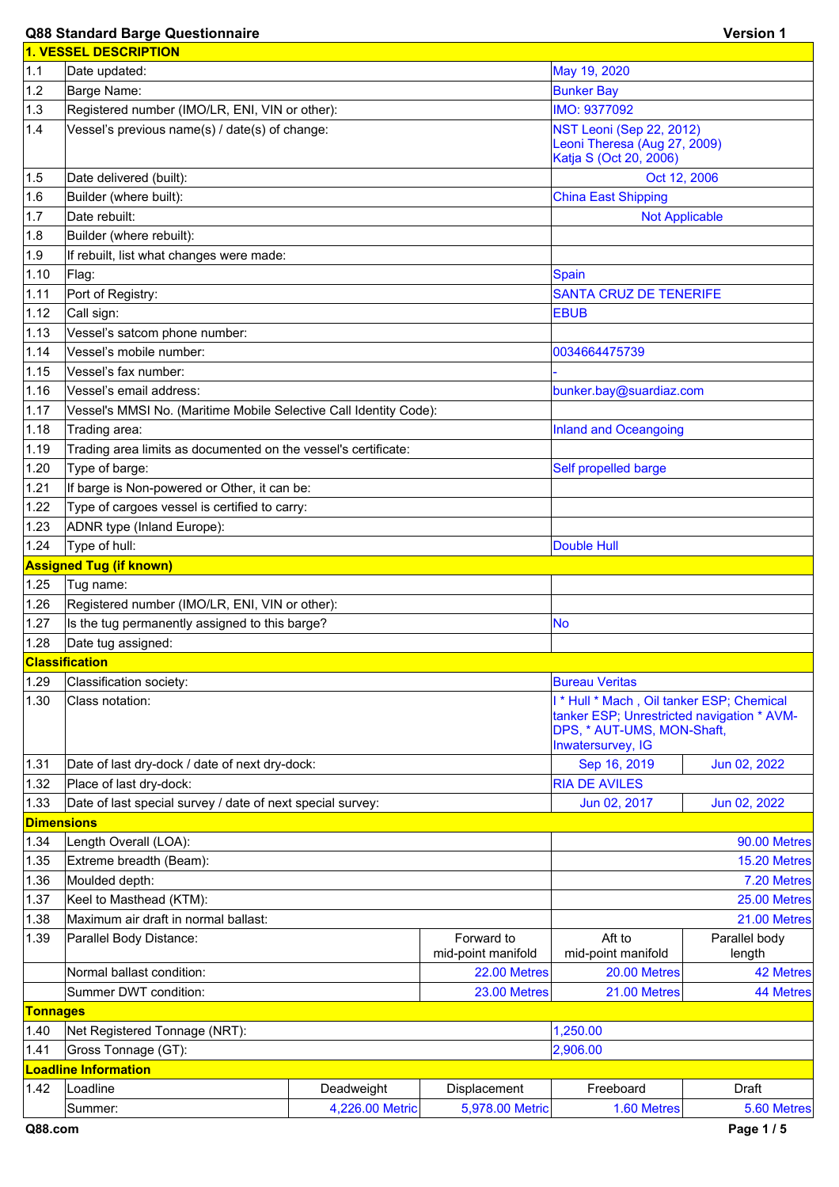## Q88 Standard Barge Questionnaire

Version 1

| | **1. VESSEL DESCRIPTION** | | | | |
|---|---|---|---|---|---|
| 1.1 | Date updated: | | | May 19, 2020 | |
| 1.2 | Barge Name: | | | Bunker Bay | |
| 1.3 | Registered number (IMO/LR, ENI, VIN or other): | | | IMO: 9377092 | |
| 1.4 | Vessel's previous name(s) / date(s) of change: | | | NST Leoni (Sep 22, 2012)<br>Leoni Theresa (Aug 27, 2009)<br>Katja S (Oct 20, 2006) | |
| 1.5 | Date delivered (built): | | | Oct 12, 2006 | |
| 1.6 | Builder (where built): | | | China East Shipping | |
| 1.7 | Date rebuilt: | | | Not Applicable | |
| 1.8 | Builder (where rebuilt): | | | | |
| 1.9 | If rebuilt, list what changes were made: | | | | |
| 1.10 | Flag: | | | Spain | |
| 1.11 | Port of Registry: | | | SANTA CRUZ DE TENERIFE | |
| 1.12 | Call sign: | | | EBUB | |
| 1.13 | Vessel's satcom phone number: | | | | |
| 1.14 | Vessel's mobile number: | | | 0034664475739 | |
| 1.15 | Vessel's fax number: | | | - | |
| 1.16 | Vessel's email address: | | | bunker.bay@suardiaz.com | |
| 1.17 | Vessel's MMSI No. (Maritime Mobile Selective Call Identity Code): | | | | |
| 1.18 | Trading area: | | | Inland and Oceangoing | |
| 1.19 | Trading area limits as documented on the vessel's certificate: | | | | |
| 1.20 | Type of barge: | | | Self propelled barge | |
| 1.21 | If barge is Non-powered or Other, it can be: | | | | |
| 1.22 | Type of cargoes vessel is certified to carry: | | | | |
| 1.23 | ADNR type (Inland Europe): | | | | |
| 1.24 | Type of hull: | | | Double Hull | |
| | **Assigned Tug (if known)** | | | | |
| 1.25 | Tug name: | | | | |
| 1.26 | Registered number (IMO/LR, ENI, VIN or other): | | | | |
| 1.27 | Is the tug permanently assigned to this barge? | | | No | |
| 1.28 | Date tug assigned: | | | | |
| | **Classification** | | | | |
| 1.29 | Classification society: | | | Bureau Veritas | |
| 1.30 | Class notation: | | | I * Hull * Mach , Oil tanker ESP; Chemical tanker ESP; Unrestricted navigation * AVM-DPS, * AUT-UMS, MON-Shaft, Inwatersurvey, IG | |
| 1.31 | Date of last dry-dock / date of next dry-dock: | | | Sep 16, 2019 | Jun 02, 2022 |
| 1.32 | Place of last dry-dock: | | | RIA DE AVILES | |
| 1.33 | Date of last special survey / date of next special survey: | | | Jun 02, 2017 | Jun 02, 2022 |
| | **Dimensions** | | | | |
| 1.34 | Length Overall (LOA): | | | | 90.00 Metres |
| 1.35 | Extreme breadth (Beam): | | | | 15.20 Metres |
| 1.36 | Moulded depth: | | | | 7.20 Metres |
| 1.37 | Keel to Masthead (KTM): | | | | 25.00 Metres |
| 1.38 | Maximum air draft in normal ballast: | | | | 21.00 Metres |
| 1.39 | Parallel Body Distance: | | Forward to mid-point manifold | Aft to mid-point manifold | Parallel body length |
| | Normal ballast condition: | | 22.00 Metres | 20.00 Metres | 42 Metres |
| | Summer DWT condition: | | 23.00 Metres | 21.00 Metres | 44 Metres |
| | **Tonnages** | | | | |
| 1.40 | Net Registered Tonnage (NRT): | | | 1,250.00 | |
| 1.41 | Gross Tonnage (GT): | | | 2,906.00 | |
| | **Loadline Information** | | | | |
| 1.42 | Loadline | Deadweight | Displacement | Freeboard | Draft |
| | Summer: | 4,226.00 Metric | 5,978.00 Metric | 1.60 Metres | 5.60 Metres |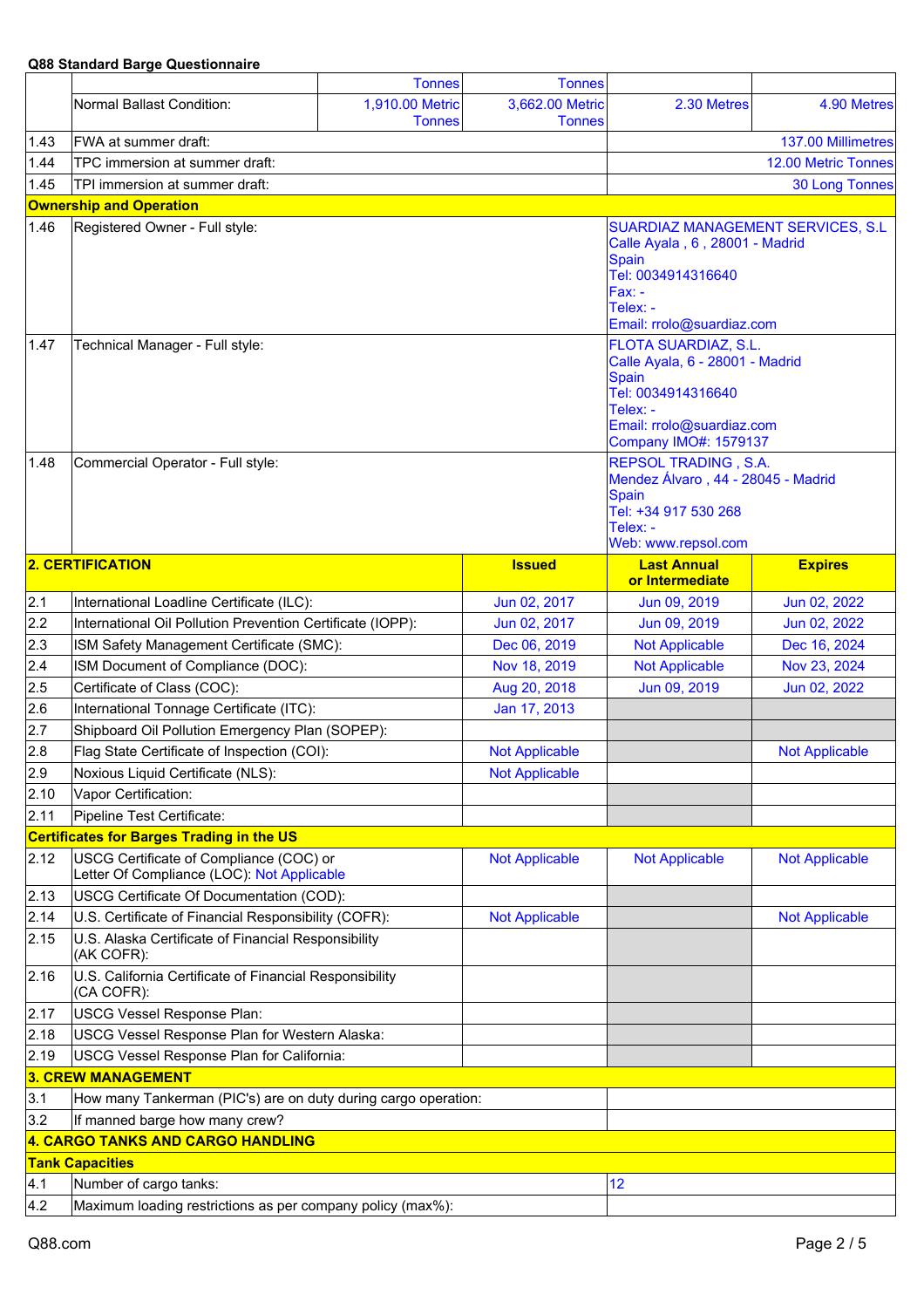**Q88 Standard Barge Questionnaire**

| | | | | | |
|---|---|---|---|---|---|
| | | Tonnes | Tonnes | | |
| | Normal Ballast Condition: | 1,910.00 Metric Tonnes | 3,662.00 Metric Tonnes | 2.30 Metres | 4.90 Metres |
| 1.43 | FWA at summer draft: | | | 137.00 Millimetres | |
| 1.44 | TPC immersion at summer draft: | | | 12.00 Metric Tonnes | |
| 1.45 | TPI immersion at summer draft: | | | 30 Long Tonnes | |
| **Ownership and Operation** | | | | | |
| 1.46 | Registered Owner - Full style: | | | SUARDIAZ MANAGEMENT SERVICES, S.L<br>Calle Ayala , 6 , 28001 - Madrid<br>Spain<br>Tel: 0034914316640<br>Fax: -<br>Telex: -<br>Email: rrolo@suardiaz.com | |
| 1.47 | Technical Manager - Full style: | | | FLOTA SUARDIAZ, S.L.<br>Calle Ayala, 6 - 28001 - Madrid<br>Spain<br>Tel: 0034914316640<br>Telex: -<br>Email: rrolo@suardiaz.com<br>Company IMO#: 1579137 | |
| 1.48 | Commercial Operator - Full style: | | | REPSOL TRADING , S.A.<br>Mendez Álvaro , 44 - 28045 - Madrid<br>Spain<br>Tel: +34 917 530 268<br>Telex: -<br>Web: www.repsol.com | |

| | **2. CERTIFICATION** | **Issued** | **Last Annual or Intermediate** | **Expires** |
|---|---|---|---|---|
| 2.1 | International Loadline Certificate (ILC): | Jun 02, 2017 | Jun 09, 2019 | Jun 02, 2022 |
| 2.2 | International Oil Pollution Prevention Certificate (IOPP): | Jun 02, 2017 | Jun 09, 2019 | Jun 02, 2022 |
| 2.3 | ISM Safety Management Certificate (SMC): | Dec 06, 2019 | Not Applicable | Dec 16, 2024 |
| 2.4 | ISM Document of Compliance (DOC): | Nov 18, 2019 | Not Applicable | Nov 23, 2024 |
| 2.5 | Certificate of Class (COC): | Aug 20, 2018 | Jun 09, 2019 | Jun 02, 2022 |
| 2.6 | International Tonnage Certificate (ITC): | Jan 17, 2013 | | |
| 2.7 | Shipboard Oil Pollution Emergency Plan (SOPEP): | | | |
| 2.8 | Flag State Certificate of Inspection (COI): | Not Applicable | | Not Applicable |
| 2.9 | Noxious Liquid Certificate (NLS): | Not Applicable | | |
| 2.10 | Vapor Certification: | | | |
| 2.11 | Pipeline Test Certificate: | | | |
| | **Certificates for Barges Trading in the US** | | | |
| 2.12 | USCG Certificate of Compliance (COC) or Letter Of Compliance (LOC): Not Applicable | Not Applicable | Not Applicable | Not Applicable |
| 2.13 | USCG Certificate Of Documentation (COD): | | | |
| 2.14 | U.S. Certificate of Financial Responsibility (COFR): | Not Applicable | | Not Applicable |
| 2.15 | U.S. Alaska Certificate of Financial Responsibility (AK COFR): | | | |
| 2.16 | U.S. California Certificate of Financial Responsibility (CA COFR): | | | |
| 2.17 | USCG Vessel Response Plan: | | | |
| 2.18 | USCG Vessel Response Plan for Western Alaska: | | | |
| 2.19 | USCG Vessel Response Plan for California: | | | |

| | **3. CREW MANAGEMENT** | |
|---|---|---|
| 3.1 | How many Tankerman (PIC's) are on duty during cargo operation: | |
| 3.2 | If manned barge how many crew? | |
| | **4. CARGO TANKS AND CARGO HANDLING** | |
| | **Tank Capacities** | |
| 4.1 | Number of cargo tanks: | 12 |
| 4.2 | Maximum loading restrictions as per company policy (max%): | |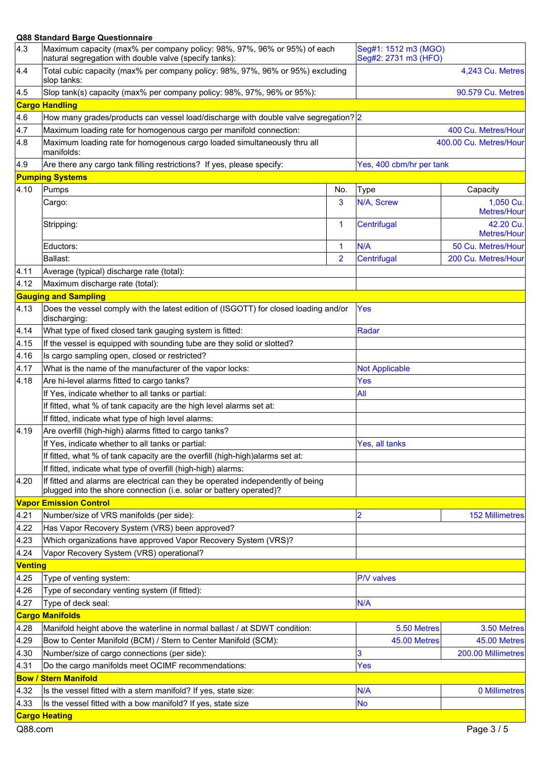**Q88 Standard Barge Questionnaire**

| | | | |
|---|---|---|---|
| 4.3 | Maximum capacity (max% per company policy: 98%, 97%, 96% or 95%) of each natural segregation with double valve (specify tanks): | Seg#1: 1512 m3 (MGO) Seg#2: 2731 m3 (HFO) | |
| 4.4 | Total cubic capacity (max% per company policy: 98%, 97%, 96% or 95%) excluding slop tanks: | 4,243 Cu. Metres | |
| 4.5 | Slop tank(s) capacity (max% per company policy: 98%, 97%, 96% or 95%): | 90.579 Cu. Metres | |
| **Cargo Handling** | | | |
| 4.6 | How many grades/products can vessel load/discharge with double valve segregation? | 2 | |
| 4.7 | Maximum loading rate for homogenous cargo per manifold connection: | 400 Cu. Metres/Hour | |
| 4.8 | Maximum loading rate for homogenous cargo loaded simultaneously thru all manifolds: | 400.00 Cu. Metres/Hour | |
| 4.9 | Are there any cargo tank filling restrictions? If yes, please specify: | Yes, 400 cbm/hr per tank | |

| | | | | |
|---|---|---|---|---|
| **Pumping Systems** | | | | |
| 4.10 | Pumps | No. | Type | Capacity |
| | Cargo: | 3 | N/A, Screw | 1,050 Cu. Metres/Hour |
| | Stripping: | 1 | Centrifugal | 42.20 Cu. Metres/Hour |
| | Eductors: | 1 | N/A | 50 Cu. Metres/Hour |
| | Ballast: | 2 | Centrifugal | 200 Cu. Metres/Hour |
| 4.11 | Average (typical) discharge rate (total): | | | |
| 4.12 | Maximum discharge rate (total): | | | |

| | | | |
|---|---|---|---|
| **Gauging and Sampling** | | | |
| 4.13 | Does the vessel comply with the latest edition of (ISGOTT) for closed loading and/or discharging: | Yes | |
| 4.14 | What type of fixed closed tank gauging system is fitted: | Radar | |
| 4.15 | If the vessel is equipped with sounding tube are they solid or slotted? | | |
| 4.16 | Is cargo sampling open, closed or restricted? | | |
| 4.17 | What is the name of the manufacturer of the vapor locks: | Not Applicable | |
| 4.18 | Are hi-level alarms fitted to cargo tanks? | Yes | |
| | If Yes, indicate whether to all tanks or partial: | All | |
| | If fitted, what % of tank capacity are the high level alarms set at: | | |
| | If fitted, indicate what type of high level alarms: | | |
| 4.19 | Are overfill (high-high) alarms fitted to cargo tanks? | | |
| | If Yes, indicate whether to all tanks or partial: | Yes, all tanks | |
| | If fitted, what % of tank capacity are the overfill (high-high)alarms set at: | | |
| | If fitted, indicate what type of overfill (high-high) alarms: | | |
| 4.20 | If fitted and alarms are electrical can they be operated independently of being plugged into the shore connection (i.e. solar or battery operated)? | | |
| **Vapor Emission Control** | | | |
| 4.21 | Number/size of VRS manifolds (per side): | 2 | 152 Millimetres |
| 4.22 | Has Vapor Recovery System (VRS) been approved? | | |
| 4.23 | Which organizations have approved Vapor Recovery System (VRS)? | | |
| 4.24 | Vapor Recovery System (VRS) operational? | | |
| **Venting** | | | |
| 4.25 | Type of venting system: | P/V valves | |
| 4.26 | Type of secondary venting system (if fitted): | | |
| 4.27 | Type of deck seal: | N/A | |
| **Cargo Manifolds** | | | |
| 4.28 | Manifold height above the waterline in normal ballast / at SDWT condition: | 5.50 Metres | 3.50 Metres |
| 4.29 | Bow to Center Manifold (BCM) / Stern to Center Manifold (SCM): | 45.00 Metres | 45.00 Metres |
| 4.30 | Number/size of cargo connections (per side): | 3 | 200.00 Millimetres |
| 4.31 | Do the cargo manifolds meet OCIMF recommendations: | Yes | |
| **Bow / Stern Manifold** | | | |
| 4.32 | Is the vessel fitted with a stern manifold? If yes, state size: | N/A | 0 Millimetres |
| 4.33 | Is the vessel fitted with a bow manifold? If yes, state size | No | |
| **Cargo Heating** | | | |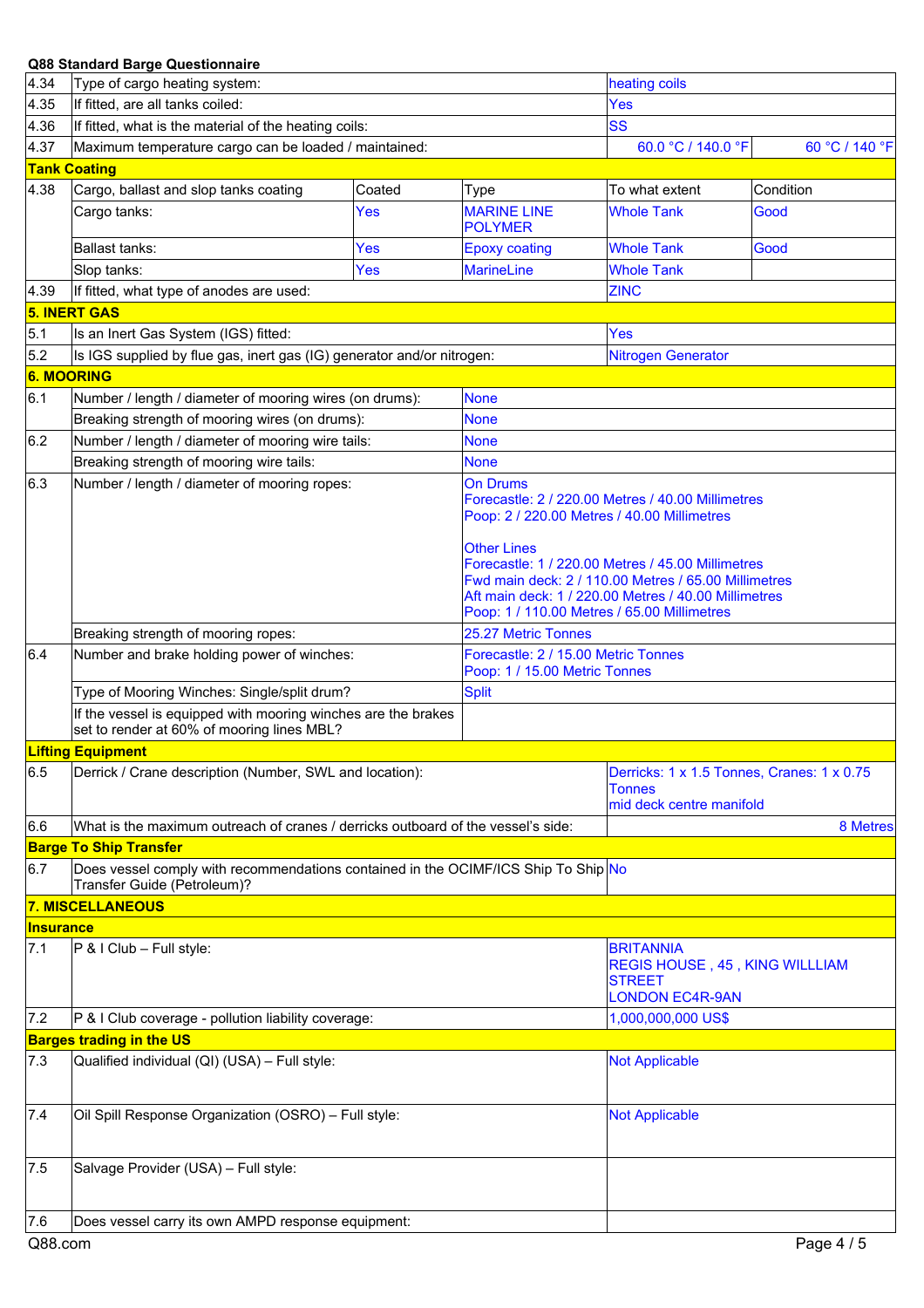**Q88 Standard Barge Questionnaire**

| | | | | | |
|---|---|---|---|---|---|
| 4.34 | Type of cargo heating system: | | | heating coils | |
| 4.35 | If fitted, are all tanks coiled: | | | Yes | |
| 4.36 | If fitted, what is the material of the heating coils: | | | SS | |
| 4.37 | Maximum temperature cargo can be loaded / maintained: | | | 60.0 °C / 140.0 °F | 60 °C / 140 °F |
| **Tank Coating** | | | | | |
| 4.38 | Cargo, ballast and slop tanks coating | Coated | Type | To what extent | Condition |
| | Cargo tanks: | Yes | MARINE LINE POLYMER | Whole Tank | Good |
| | Ballast tanks: | Yes | Epoxy coating | Whole Tank | Good |
| | Slop tanks: | Yes | MarineLine | Whole Tank | |
| 4.39 | If fitted, what type of anodes are used: | | | ZINC | |
| **5. INERT GAS** | | | | | |
| 5.1 | Is an Inert Gas System (IGS) fitted: | | | Yes | |
| 5.2 | Is IGS supplied by flue gas, inert gas (IG) generator and/or nitrogen: | | | Nitrogen Generator | |

| | | |
|---|---|---|
| **6. MOORING** | | |
| 6.1 | Number / length / diameter of mooring wires (on drums): | None |
| | Breaking strength of mooring wires (on drums): | None |
| 6.2 | Number / length / diameter of mooring wire tails: | None |
| | Breaking strength of mooring wire tails: | None |
| 6.3 | Number / length / diameter of mooring ropes: | On Drums<br>Forecastle: 2 / 220.00 Metres / 40.00 Millimetres<br>Poop: 2 / 220.00 Metres / 40.00 Millimetres<br><br>Other Lines<br>Forecastle: 1 / 220.00 Metres / 45.00 Millimetres<br>Fwd main deck: 2 / 110.00 Metres / 65.00 Millimetres<br>Aft main deck: 1 / 220.00 Metres / 40.00 Millimetres<br>Poop: 1 / 110.00 Metres / 65.00 Millimetres |
| | Breaking strength of mooring ropes: | 25.27 Metric Tonnes |
| 6.4 | Number and brake holding power of winches: | Forecastle: 2 / 15.00 Metric Tonnes<br>Poop: 1 / 15.00 Metric Tonnes |
| | Type of Mooring Winches: Single/split drum? | Split |
| | If the vessel is equipped with mooring winches are the brakes set to render at 60% of mooring lines MBL? | |

| | | |
|---|---|---|
| **Lifting Equipment** | | |
| 6.5 | Derrick / Crane description (Number, SWL and location): | Derricks: 1 x 1.5 Tonnes, Cranes: 1 x 0.75 Tonnes<br>mid deck centre manifold |
| 6.6 | What is the maximum outreach of cranes / derricks outboard of the vessel's side: | 8 Metres |
| **Barge To Ship Transfer** | | |
| 6.7 | Does vessel comply with recommendations contained in the OCIMF/ICS Ship To Ship Transfer Guide (Petroleum)? | No |
| **7. MISCELLANEOUS** | | |
| **Insurance** | | |
| 7.1 | P & I Club – Full style: | BRITANNIA<br>REGIS HOUSE , 45 , KING WILLLIAM STREET<br>LONDON EC4R-9AN |
| 7.2 | P & I Club coverage - pollution liability coverage: | 1,000,000,000 US$ |
| **Barges trading in the US** | | |
| 7.3 | Qualified individual (QI) (USA) – Full style: | Not Applicable |
| 7.4 | Oil Spill Response Organization (OSRO) – Full style: | Not Applicable |
| 7.5 | Salvage Provider (USA) – Full style: | |
| 7.6 | Does vessel carry its own AMPD response equipment: | |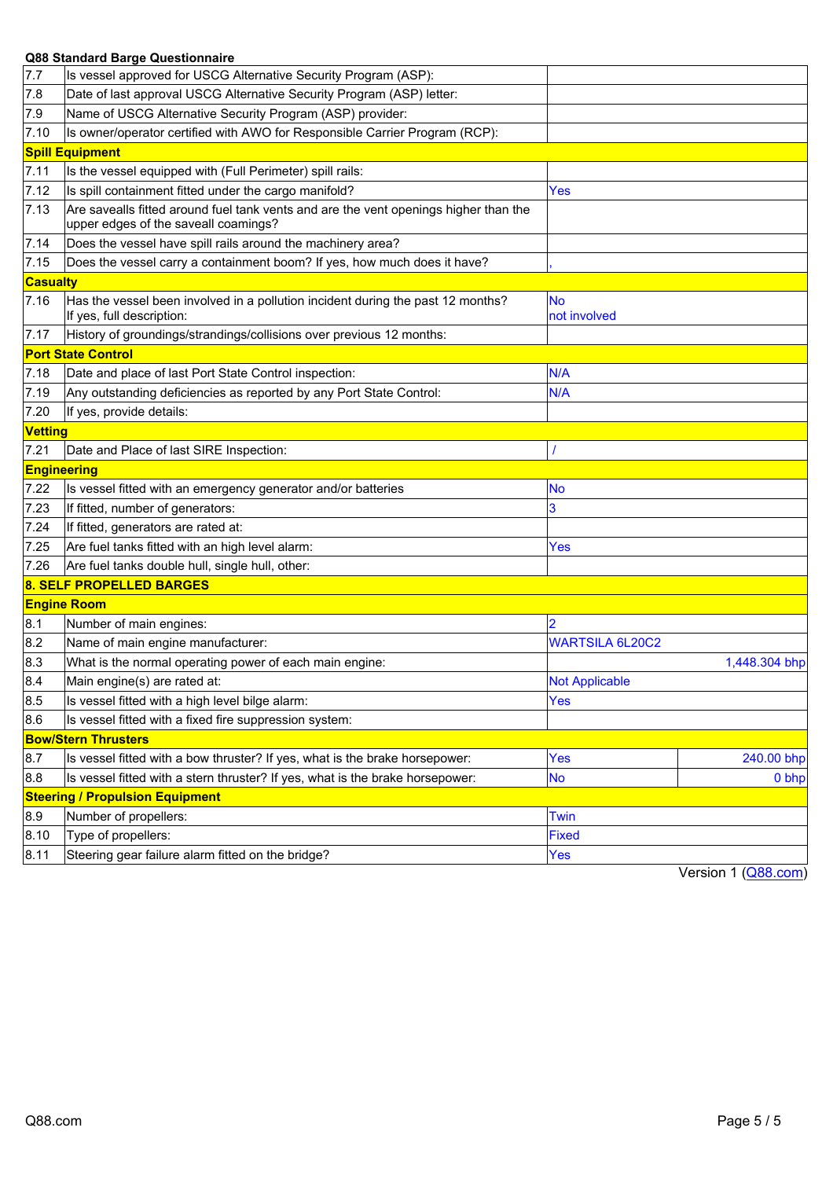**Q88 Standard Barge Questionnaire**

| | | | |
|---|---|---|---|
| 7.7 | Is vessel approved for USCG Alternative Security Program (ASP): | | |
| 7.8 | Date of last approval USCG Alternative Security Program (ASP) letter: | | |
| 7.9 | Name of USCG Alternative Security Program (ASP) provider: | | |
| 7.10 | Is owner/operator certified with AWO for Responsible Carrier Program (RCP): | | |
| **Spill Equipment** | | | |
| 7.11 | Is the vessel equipped with (Full Perimeter) spill rails: | | |
| 7.12 | Is spill containment fitted under the cargo manifold? | Yes | |
| 7.13 | Are savealls fitted around fuel tank vents and are the vent openings higher than the upper edges of the saveall coamings? | | |
| 7.14 | Does the vessel have spill rails around the machinery area? | | |
| 7.15 | Does the vessel carry a containment boom? If yes, how much does it have? | , | |
| **Casualty** | | | |
| 7.16 | Has the vessel been involved in a pollution incident during the past 12 months? If yes, full description: | No not involved | |
| 7.17 | History of groundings/strandings/collisions over previous 12 months: | | |
| **Port State Control** | | | |
| 7.18 | Date and place of last Port State Control inspection: | N/A | |
| 7.19 | Any outstanding deficiencies as reported by any Port State Control: | N/A | |
| 7.20 | If yes, provide details: | | |
| **Vetting** | | | |
| 7.21 | Date and Place of last SIRE Inspection: | / | |
| **Engineering** | | | |
| 7.22 | Is vessel fitted with an emergency generator and/or batteries | No | |
| 7.23 | If fitted, number of generators: | 3 | |
| 7.24 | If fitted, generators are rated at: | | |
| 7.25 | Are fuel tanks fitted with an high level alarm: | Yes | |
| 7.26 | Are fuel tanks double hull, single hull, other: | | |
| **8. SELF PROPELLED BARGES** | | | |
| **Engine Room** | | | |
| 8.1 | Number of main engines: | 2 | |
| 8.2 | Name of main engine manufacturer: | WARTSILA 6L20C2 | |
| 8.3 | What is the normal operating power of each main engine: | | 1,448.304 bhp |
| 8.4 | Main engine(s) are rated at: | Not Applicable | |
| 8.5 | Is vessel fitted with a high level bilge alarm: | Yes | |
| 8.6 | Is vessel fitted with a fixed fire suppression system: | | |
| **Bow/Stern Thrusters** | | | |
| 8.7 | Is vessel fitted with a bow thruster? If yes, what is the brake horsepower: | Yes | 240.00 bhp |
| 8.8 | Is vessel fitted with a stern thruster? If yes, what is the brake horsepower: | No | 0 bhp |
| **Steering / Propulsion Equipment** | | | |
| 8.9 | Number of propellers: | Twin | |
| 8.10 | Type of propellers: | Fixed | |
| 8.11 | Steering gear failure alarm fitted on the bridge? | Yes | |

Version 1 (Q88.com)